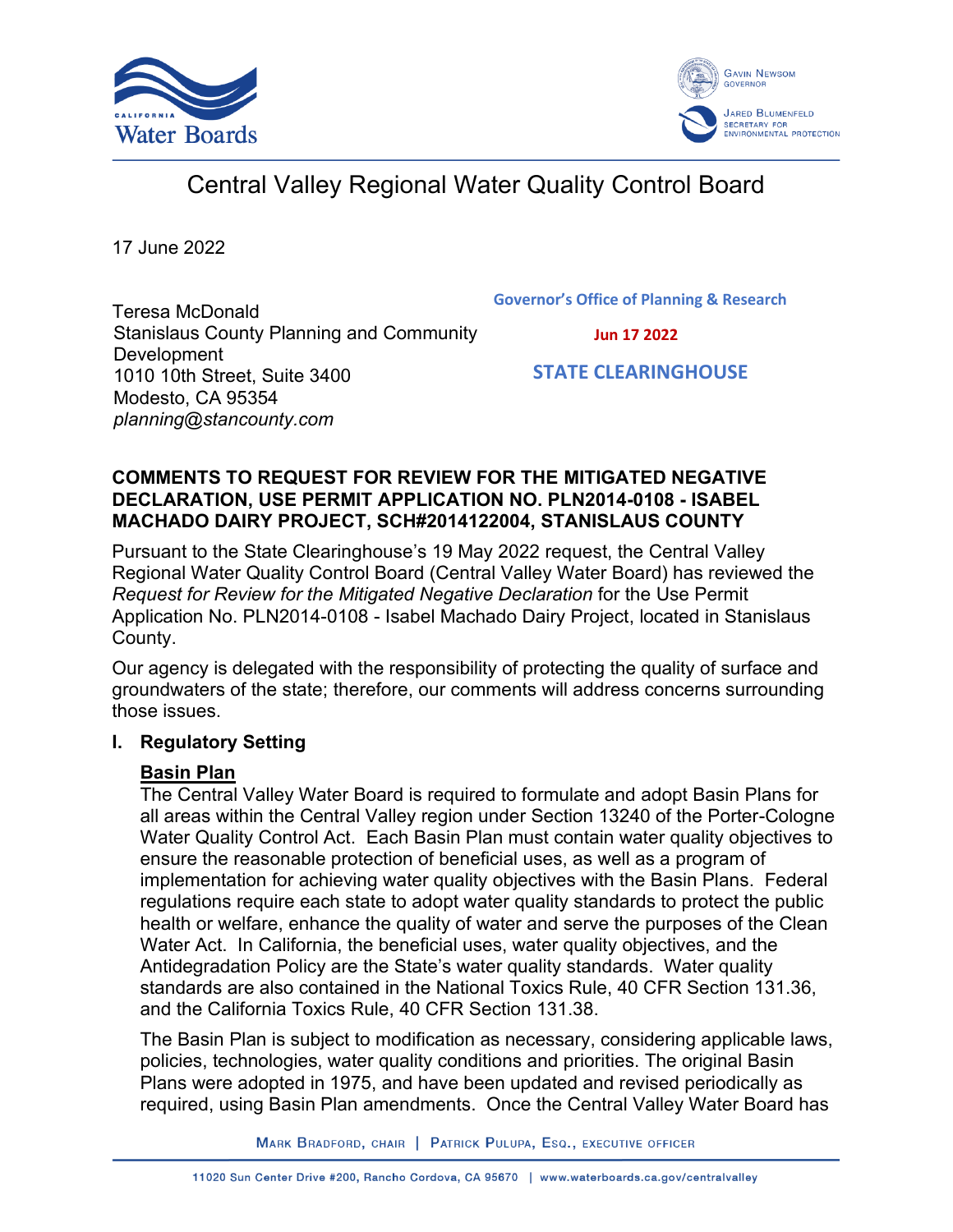# Central Valley Regional Water Quality Control Board

17 June 2022

Teresa McDonald
Stanislaus County Planning and Community Development
1010 10th Street, Suite 3400
Modesto, CA 95354
*planning@stancounty.com*

Governor's Office of Planning & Research

Jun 17 2022

STATE CLEARINGHOUSE

**COMMENTS TO REQUEST FOR REVIEW FOR THE MITIGATED NEGATIVE DECLARATION, USE PERMIT APPLICATION NO. PLN2014-0108 - ISABEL MACHADO DAIRY PROJECT, SCH#2014122004, STANISLAUS COUNTY**

Pursuant to the State Clearinghouse's 19 May 2022 request, the Central Valley Regional Water Quality Control Board (Central Valley Water Board) has reviewed the *Request for Review for the Mitigated Negative Declaration* for the Use Permit Application No. PLN2014-0108 - Isabel Machado Dairy Project, located in Stanislaus County.

Our agency is delegated with the responsibility of protecting the quality of surface and groundwaters of the state; therefore, our comments will address concerns surrounding those issues.

## I. Regulatory Setting

### Basin Plan

The Central Valley Water Board is required to formulate and adopt Basin Plans for all areas within the Central Valley region under Section 13240 of the Porter-Cologne Water Quality Control Act. Each Basin Plan must contain water quality objectives to ensure the reasonable protection of beneficial uses, as well as a program of implementation for achieving water quality objectives with the Basin Plans. Federal regulations require each state to adopt water quality standards to protect the public health or welfare, enhance the quality of water and serve the purposes of the Clean Water Act. In California, the beneficial uses, water quality objectives, and the Antidegradation Policy are the State's water quality standards. Water quality standards are also contained in the National Toxics Rule, 40 CFR Section 131.36, and the California Toxics Rule, 40 CFR Section 131.38.

The Basin Plan is subject to modification as necessary, considering applicable laws, policies, technologies, water quality conditions and priorities. The original Basin Plans were adopted in 1975, and have been updated and revised periodically as required, using Basin Plan amendments. Once the Central Valley Water Board has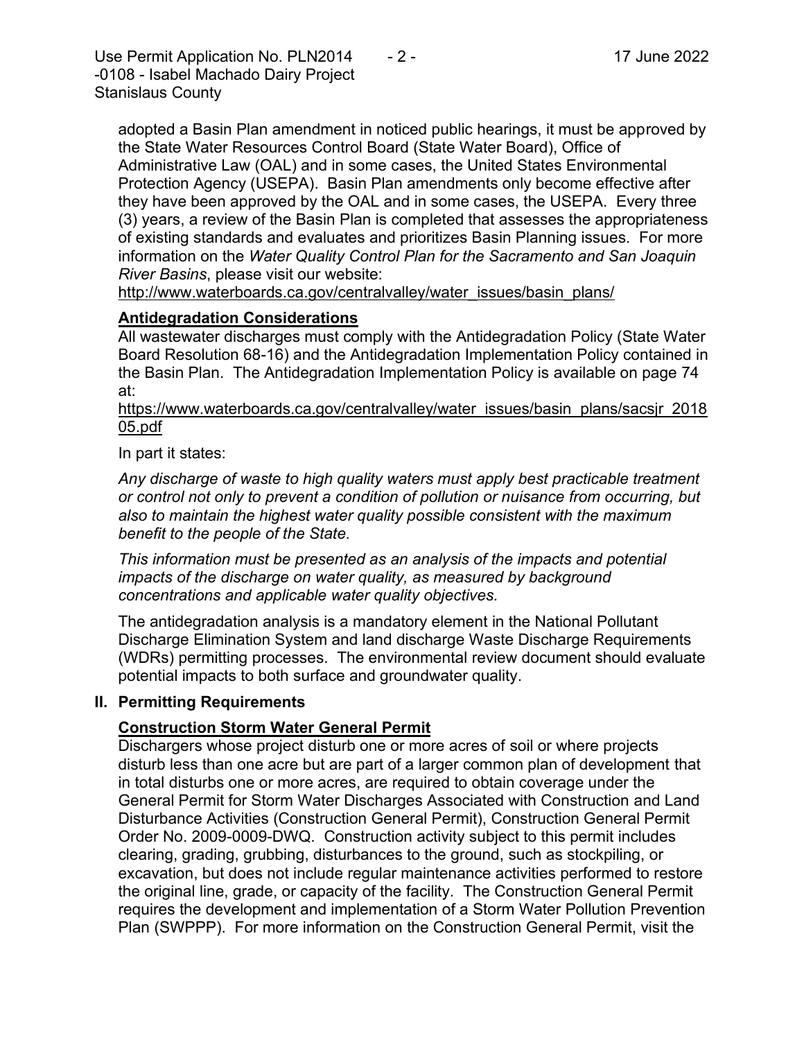adopted a Basin Plan amendment in noticed public hearings, it must be approved by the State Water Resources Control Board (State Water Board), Office of Administrative Law (OAL) and in some cases, the United States Environmental Protection Agency (USEPA). Basin Plan amendments only become effective after they have been approved by the OAL and in some cases, the USEPA. Every three (3) years, a review of the Basin Plan is completed that assesses the appropriateness of existing standards and evaluates and prioritizes Basin Planning issues. For more information on the *Water Quality Control Plan for the Sacramento and San Joaquin River Basins*, please visit our website:
http://www.waterboards.ca.gov/centralvalley/water_issues/basin_plans/

**Antidegradation Considerations**

All wastewater discharges must comply with the Antidegradation Policy (State Water Board Resolution 68-16) and the Antidegradation Implementation Policy contained in the Basin Plan. The Antidegradation Implementation Policy is available on page 74 at:
https://www.waterboards.ca.gov/centralvalley/water_issues/basin_plans/sacsjr_201805.pdf

In part it states:

*Any discharge of waste to high quality waters must apply best practicable treatment or control not only to prevent a condition of pollution or nuisance from occurring, but also to maintain the highest water quality possible consistent with the maximum benefit to the people of the State.*

*This information must be presented as an analysis of the impacts and potential impacts of the discharge on water quality, as measured by background concentrations and applicable water quality objectives.*

The antidegradation analysis is a mandatory element in the National Pollutant Discharge Elimination System and land discharge Waste Discharge Requirements (WDRs) permitting processes. The environmental review document should evaluate potential impacts to both surface and groundwater quality.

## II. Permitting Requirements

**Construction Storm Water General Permit**

Dischargers whose project disturb one or more acres of soil or where projects disturb less than one acre but are part of a larger common plan of development that in total disturbs one or more acres, are required to obtain coverage under the General Permit for Storm Water Discharges Associated with Construction and Land Disturbance Activities (Construction General Permit), Construction General Permit Order No. 2009-0009-DWQ. Construction activity subject to this permit includes clearing, grading, grubbing, disturbances to the ground, such as stockpiling, or excavation, but does not include regular maintenance activities performed to restore the original line, grade, or capacity of the facility. The Construction General Permit requires the development and implementation of a Storm Water Pollution Prevention Plan (SWPPP). For more information on the Construction General Permit, visit the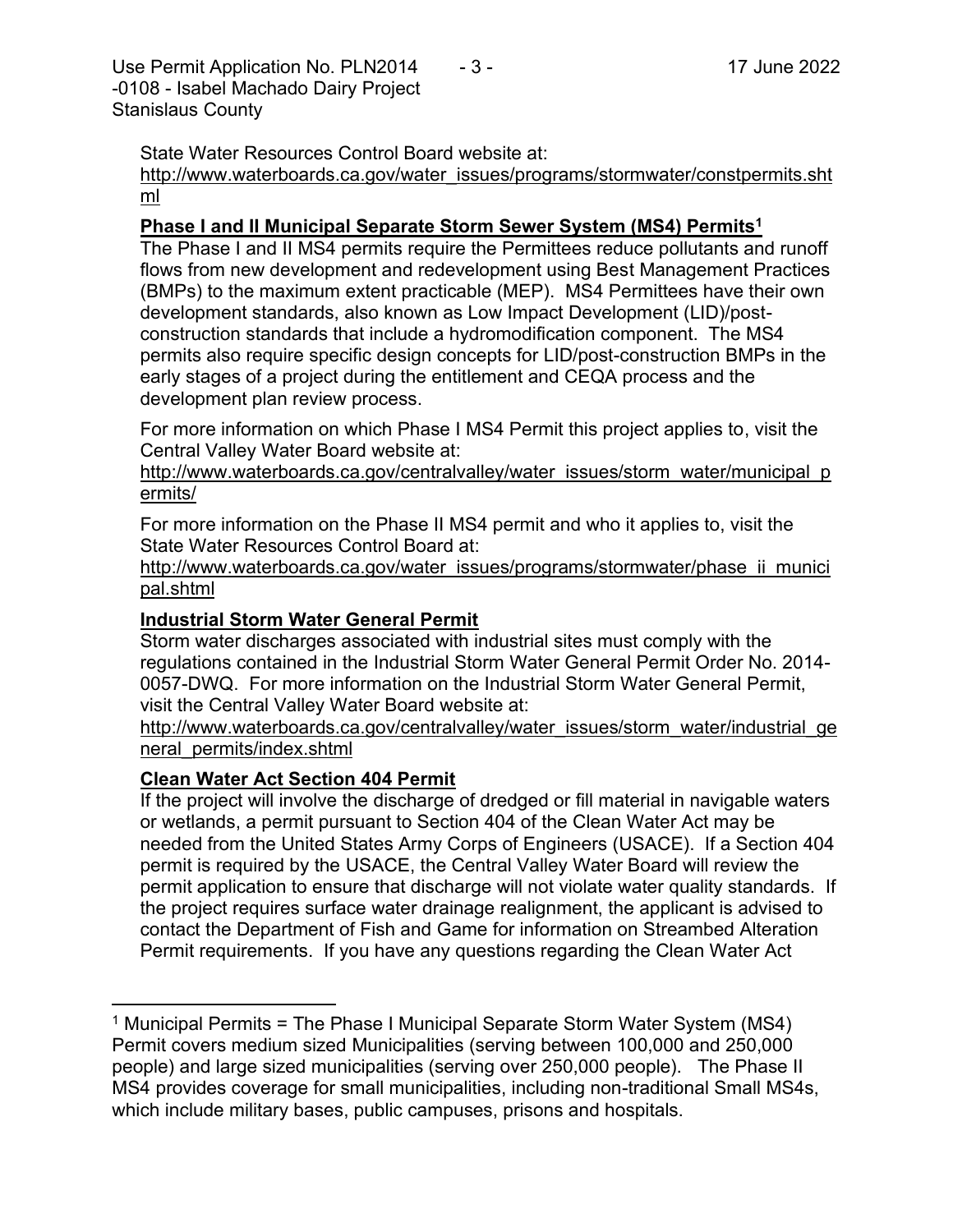State Water Resources Control Board website at:
http://www.waterboards.ca.gov/water_issues/programs/stormwater/constpermits.shtml

**Phase I and II Municipal Separate Storm Sewer System (MS4) Permits**[1]

The Phase I and II MS4 permits require the Permittees reduce pollutants and runoff flows from new development and redevelopment using Best Management Practices (BMPs) to the maximum extent practicable (MEP). MS4 Permittees have their own development standards, also known as Low Impact Development (LID)/post-construction standards that include a hydromodification component. The MS4 permits also require specific design concepts for LID/post-construction BMPs in the early stages of a project during the entitlement and CEQA process and the development plan review process.

For more information on which Phase I MS4 Permit this project applies to, visit the Central Valley Water Board website at:
http://www.waterboards.ca.gov/centralvalley/water_issues/storm_water/municipal_permits/

For more information on the Phase II MS4 permit and who it applies to, visit the State Water Resources Control Board at:
http://www.waterboards.ca.gov/water_issues/programs/stormwater/phase_ii_municipal.shtml

**Industrial Storm Water General Permit**

Storm water discharges associated with industrial sites must comply with the regulations contained in the Industrial Storm Water General Permit Order No. 2014-0057-DWQ. For more information on the Industrial Storm Water General Permit, visit the Central Valley Water Board website at:
http://www.waterboards.ca.gov/centralvalley/water_issues/storm_water/industrial_general_permits/index.shtml

**Clean Water Act Section 404 Permit**

If the project will involve the discharge of dredged or fill material in navigable waters or wetlands, a permit pursuant to Section 404 of the Clean Water Act may be needed from the United States Army Corps of Engineers (USACE). If a Section 404 permit is required by the USACE, the Central Valley Water Board will review the permit application to ensure that discharge will not violate water quality standards. If the project requires surface water drainage realignment, the applicant is advised to contact the Department of Fish and Game for information on Streambed Alteration Permit requirements. If you have any questions regarding the Clean Water Act

[1] Municipal Permits = The Phase I Municipal Separate Storm Water System (MS4) Permit covers medium sized Municipalities (serving between 100,000 and 250,000 people) and large sized municipalities (serving over 250,000 people). The Phase II MS4 provides coverage for small municipalities, including non-traditional Small MS4s, which include military bases, public campuses, prisons and hospitals.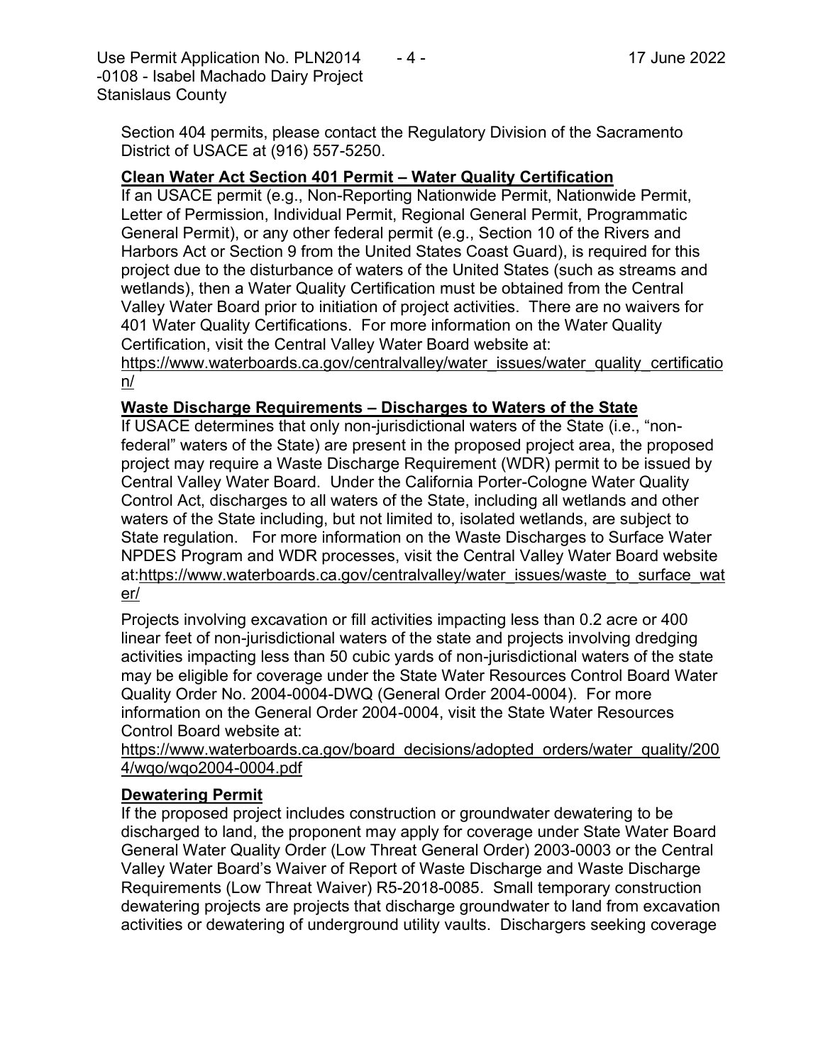Section 404 permits, please contact the Regulatory Division of the Sacramento District of USACE at (916) 557-5250.

**Clean Water Act Section 401 Permit – Water Quality Certification**

If an USACE permit (e.g., Non-Reporting Nationwide Permit, Nationwide Permit, Letter of Permission, Individual Permit, Regional General Permit, Programmatic General Permit), or any other federal permit (e.g., Section 10 of the Rivers and Harbors Act or Section 9 from the United States Coast Guard), is required for this project due to the disturbance of waters of the United States (such as streams and wetlands), then a Water Quality Certification must be obtained from the Central Valley Water Board prior to initiation of project activities. There are no waivers for 401 Water Quality Certifications. For more information on the Water Quality Certification, visit the Central Valley Water Board website at: https://www.waterboards.ca.gov/centralvalley/water_issues/water_quality_certification/

**Waste Discharge Requirements – Discharges to Waters of the State**

If USACE determines that only non-jurisdictional waters of the State (i.e., "non-federal" waters of the State) are present in the proposed project area, the proposed project may require a Waste Discharge Requirement (WDR) permit to be issued by Central Valley Water Board. Under the California Porter-Cologne Water Quality Control Act, discharges to all waters of the State, including all wetlands and other waters of the State including, but not limited to, isolated wetlands, are subject to State regulation. For more information on the Waste Discharges to Surface Water NPDES Program and WDR processes, visit the Central Valley Water Board website at:https://www.waterboards.ca.gov/centralvalley/water_issues/waste_to_surface_water/

Projects involving excavation or fill activities impacting less than 0.2 acre or 400 linear feet of non-jurisdictional waters of the state and projects involving dredging activities impacting less than 50 cubic yards of non-jurisdictional waters of the state may be eligible for coverage under the State Water Resources Control Board Water Quality Order No. 2004-0004-DWQ (General Order 2004-0004). For more information on the General Order 2004-0004, visit the State Water Resources Control Board website at: https://www.waterboards.ca.gov/board_decisions/adopted_orders/water_quality/2004/wqo/wqo2004-0004.pdf

**Dewatering Permit**

If the proposed project includes construction or groundwater dewatering to be discharged to land, the proponent may apply for coverage under State Water Board General Water Quality Order (Low Threat General Order) 2003-0003 or the Central Valley Water Board's Waiver of Report of Waste Discharge and Waste Discharge Requirements (Low Threat Waiver) R5-2018-0085. Small temporary construction dewatering projects are projects that discharge groundwater to land from excavation activities or dewatering of underground utility vaults. Dischargers seeking coverage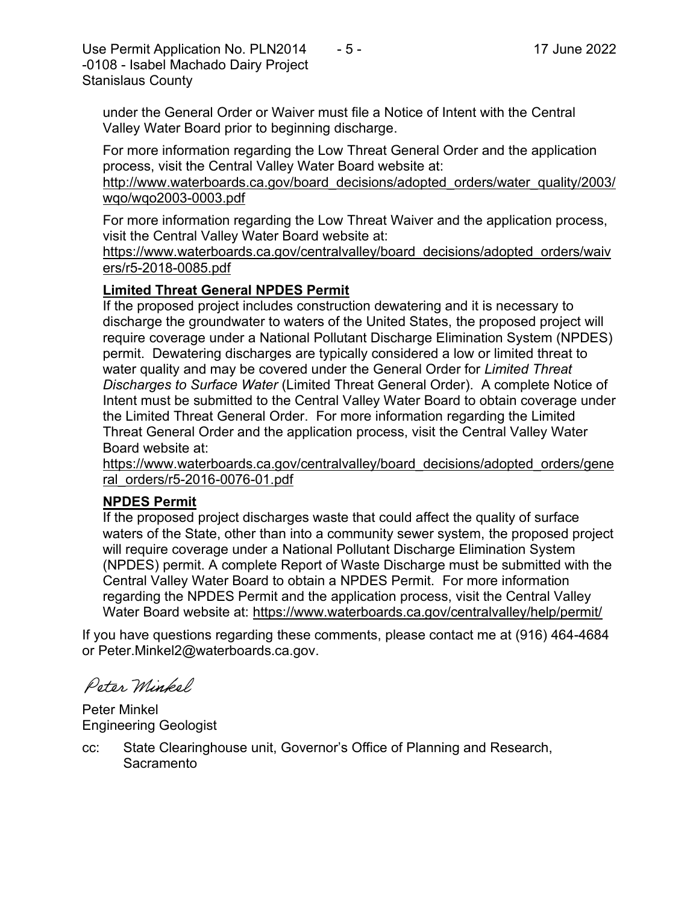under the General Order or Waiver must file a Notice of Intent with the Central Valley Water Board prior to beginning discharge.

For more information regarding the Low Threat General Order and the application process, visit the Central Valley Water Board website at: http://www.waterboards.ca.gov/board_decisions/adopted_orders/water_quality/2003/wqo/wqo2003-0003.pdf

For more information regarding the Low Threat Waiver and the application process, visit the Central Valley Water Board website at: https://www.waterboards.ca.gov/centralvalley/board_decisions/adopted_orders/waivers/r5-2018-0085.pdf

**Limited Threat General NPDES Permit**

If the proposed project includes construction dewatering and it is necessary to discharge the groundwater to waters of the United States, the proposed project will require coverage under a National Pollutant Discharge Elimination System (NPDES) permit. Dewatering discharges are typically considered a low or limited threat to water quality and may be covered under the General Order for *Limited Threat Discharges to Surface Water* (Limited Threat General Order). A complete Notice of Intent must be submitted to the Central Valley Water Board to obtain coverage under the Limited Threat General Order. For more information regarding the Limited Threat General Order and the application process, visit the Central Valley Water Board website at: https://www.waterboards.ca.gov/centralvalley/board_decisions/adopted_orders/general_orders/r5-2016-0076-01.pdf

**NPDES Permit**

If the proposed project discharges waste that could affect the quality of surface waters of the State, other than into a community sewer system, the proposed project will require coverage under a National Pollutant Discharge Elimination System (NPDES) permit. A complete Report of Waste Discharge must be submitted with the Central Valley Water Board to obtain a NPDES Permit. For more information regarding the NPDES Permit and the application process, visit the Central Valley Water Board website at: https://www.waterboards.ca.gov/centralvalley/help/permit/

If you have questions regarding these comments, please contact me at (916) 464-4684 or Peter.Minkel2@waterboards.ca.gov.

*Peter Minkel*

Peter Minkel
Engineering Geologist

cc: State Clearinghouse unit, Governor's Office of Planning and Research, Sacramento